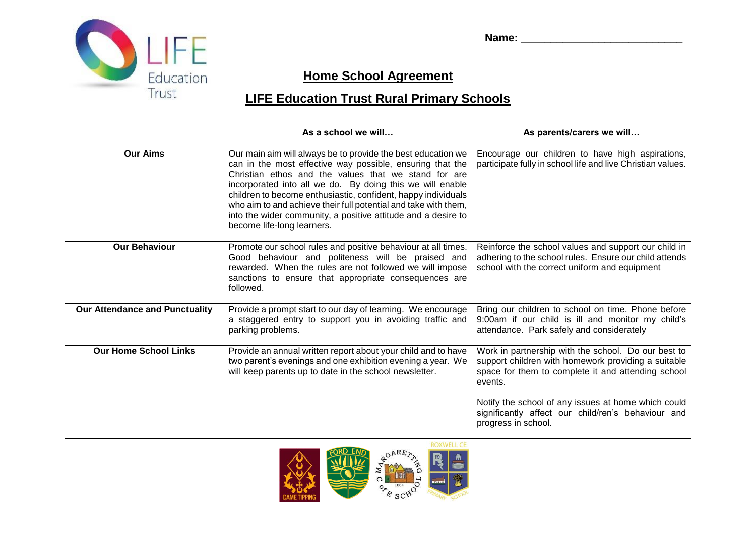Name: ____________________________

## Home School Agreement

## LIFE Education Trust Rural Primary Schools

| | As a school we will… | As parents/carers we will… |
|---|---|---|
| **Our Aims** | Our main aim will always be to provide the best education we can in the most effective way possible, ensuring that the Christian ethos and the values that we stand for are incorporated into all we do. By doing this we will enable children to become enthusiastic, confident, happy individuals who aim to and achieve their full potential and take with them, into the wider community, a positive attitude and a desire to become life-long learners. | Encourage our children to have high aspirations, participate fully in school life and live Christian values. |
| **Our Behaviour** | Promote our school rules and positive behaviour at all times. Good behaviour and politeness will be praised and rewarded. When the rules are not followed we will impose sanctions to ensure that appropriate consequences are followed. | Reinforce the school values and support our child in adhering to the school rules. Ensure our child attends school with the correct uniform and equipment |
| **Our Attendance and Punctuality** | Provide a prompt start to our day of learning. We encourage a staggered entry to support you in avoiding traffic and parking problems. | Bring our children to school on time. Phone before 9:00am if our child is ill and monitor my child's attendance. Park safely and considerately |
| **Our Home School Links** | Provide an annual written report about your child and to have two parent's evenings and one exhibition evening a year. We will keep parents up to date in the school newsletter. | Work in partnership with the school. Do our best to support children with homework providing a suitable space for them to complete it and attending school events.<br><br>Notify the school of any issues at home which could significantly affect our child/ren's behaviour and progress in school. |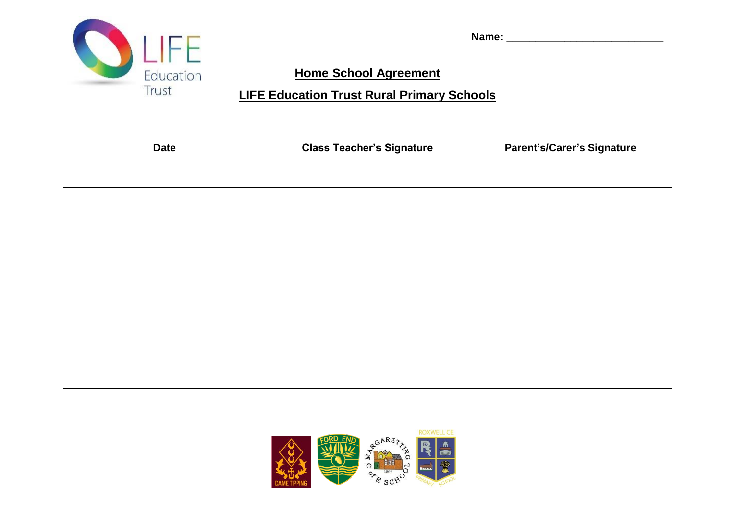Name: ___________________________

## Home School Agreement

## LIFE Education Trust Rural Primary Schools

| Date | Class Teacher's Signature | Parent's/Carer's Signature |
| --- | --- | --- |
| | | |
| | | |
| | | |
| | | |
| | | |
| | | |
| | | |